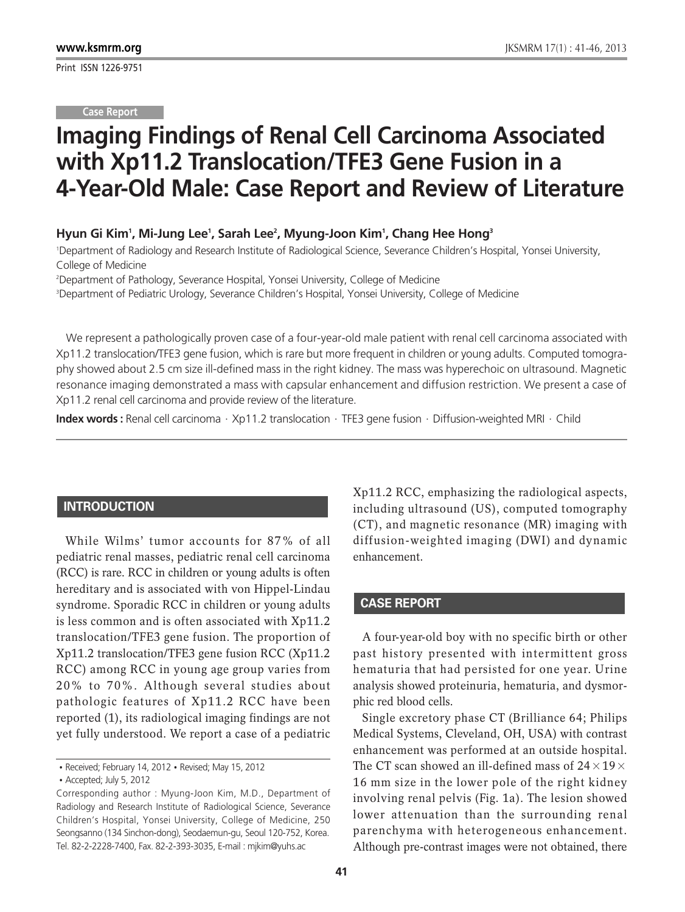Print ISSN 1226-9751

Case Report

# Imaging Findings of Renal Cell Carcinoma Associated with Xp11.2 Translocation/TFE3 Gene Fusion in a 4-Year-Old Male: Case Report and Review of Literature

**Hyun Gi Kim[1], Mi-Jung Lee[1], Sarah Lee[2], Myung-Joon Kim[1], Chang Hee Hong[3]**

[1]Department of Radiology and Research Institute of Radiological Science, Severance Children's Hospital, Yonsei University, College of Medicine

[2]Department of Pathology, Severance Hospital, Yonsei University, College of Medicine

[3]Department of Pediatric Urology, Severance Children's Hospital, Yonsei University, College of Medicine

We represent a pathologically proven case of a four-year-old male patient with renal cell carcinoma associated with Xp11.2 translocation/TFE3 gene fusion, which is rare but more frequent in children or young adults. Computed tomography showed about 2.5 cm size ill-defined mass in the right kidney. The mass was hyperechoic on ultrasound. Magnetic resonance imaging demonstrated a mass with capsular enhancement and diffusion restriction. We present a case of Xp11.2 renal cell carcinoma and provide review of the literature.

**Index words :** Renal cell carcinoma · Xp11.2 translocation · TFE3 gene fusion · Diffusion-weighted MRI · Child

## INTRODUCTION

While Wilms' tumor accounts for 87% of all pediatric renal masses, pediatric renal cell carcinoma (RCC) is rare. RCC in children or young adults is often hereditary and is associated with von Hippel-Lindau syndrome. Sporadic RCC in children or young adults is less common and is often associated with Xp11.2 translocation/TFE3 gene fusion. The proportion of Xp11.2 translocation/TFE3 gene fusion RCC (Xp11.2 RCC) among RCC in young age group varies from 20% to 70%. Although several studies about pathologic features of Xp11.2 RCC have been reported (1), its radiological imaging findings are not yet fully understood. We report a case of a pediatric Xp11.2 RCC, emphasizing the radiological aspects, including ultrasound (US), computed tomography (CT), and magnetic resonance (MR) imaging with diffusion-weighted imaging (DWI) and dynamic enhancement.

## CASE REPORT

A four-year-old boy with no specific birth or other past history presented with intermittent gross hematuria that had persisted for one year. Urine analysis showed proteinuria, hematuria, and dysmorphic red blood cells.

Single excretory phase CT (Brilliance 64; Philips Medical Systems, Cleveland, OH, USA) with contrast enhancement was performed at an outside hospital. The CT scan showed an ill-defined mass of $24 \times 19 \times 16$ mm size in the lower pole of the right kidney involving renal pelvis (Fig. 1a). The lesion showed lower attenuation than the surrounding renal parenchyma with heterogeneous enhancement. Although pre-contrast images were not obtained, there

• Received; February 14, 2012 • Revised; May 15, 2012

• Accepted; July 5, 2012

Corresponding author : Myung-Joon Kim, M.D., Department of Radiology and Research Institute of Radiological Science, Severance Children's Hospital, Yonsei University, College of Medicine, 250 Seongsanno (134 Sinchon-dong), Seodaemun-gu, Seoul 120-752, Korea. Tel. 82-2-2228-7400, Fax. 82-2-393-3035, E-mail : mjkim@yuhs.ac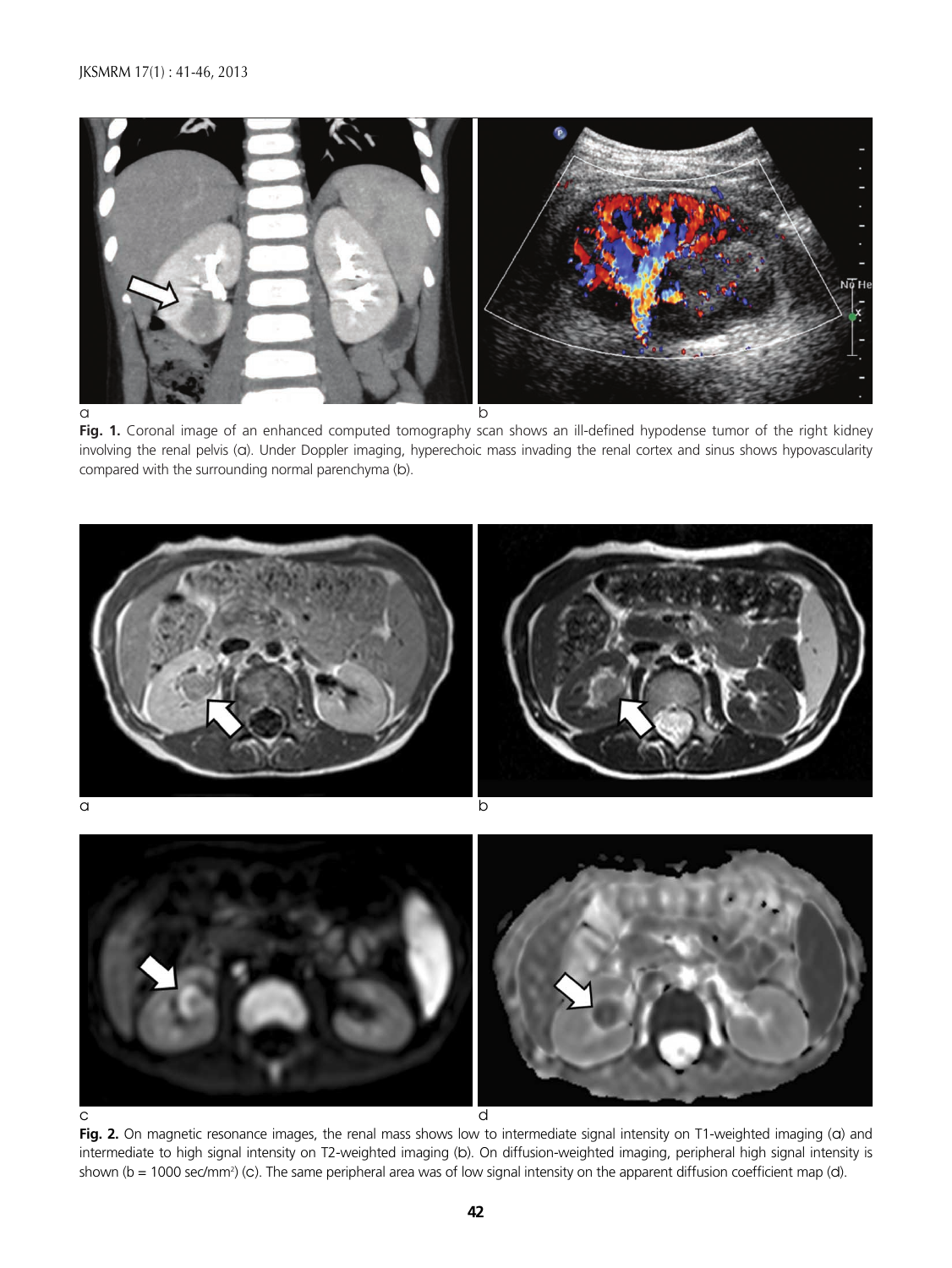**Fig. 1.** Coronal image of an enhanced computed tomography scan shows an ill-defined hypodense tumor of the right kidney involving the renal pelvis (a). Under Doppler imaging, hyperechoic mass invading the renal cortex and sinus shows hypovascularity compared with the surrounding normal parenchyma (b).

**Fig. 2.** On magnetic resonance images, the renal mass shows low to intermediate signal intensity on T1-weighted imaging (a) and intermediate to high signal intensity on T2-weighted imaging (b). On diffusion-weighted imaging, peripheral high signal intensity is shown (b = 1000 sec/mm$^2$) (c). The same peripheral area was of low signal intensity on the apparent diffusion coefficient map (d).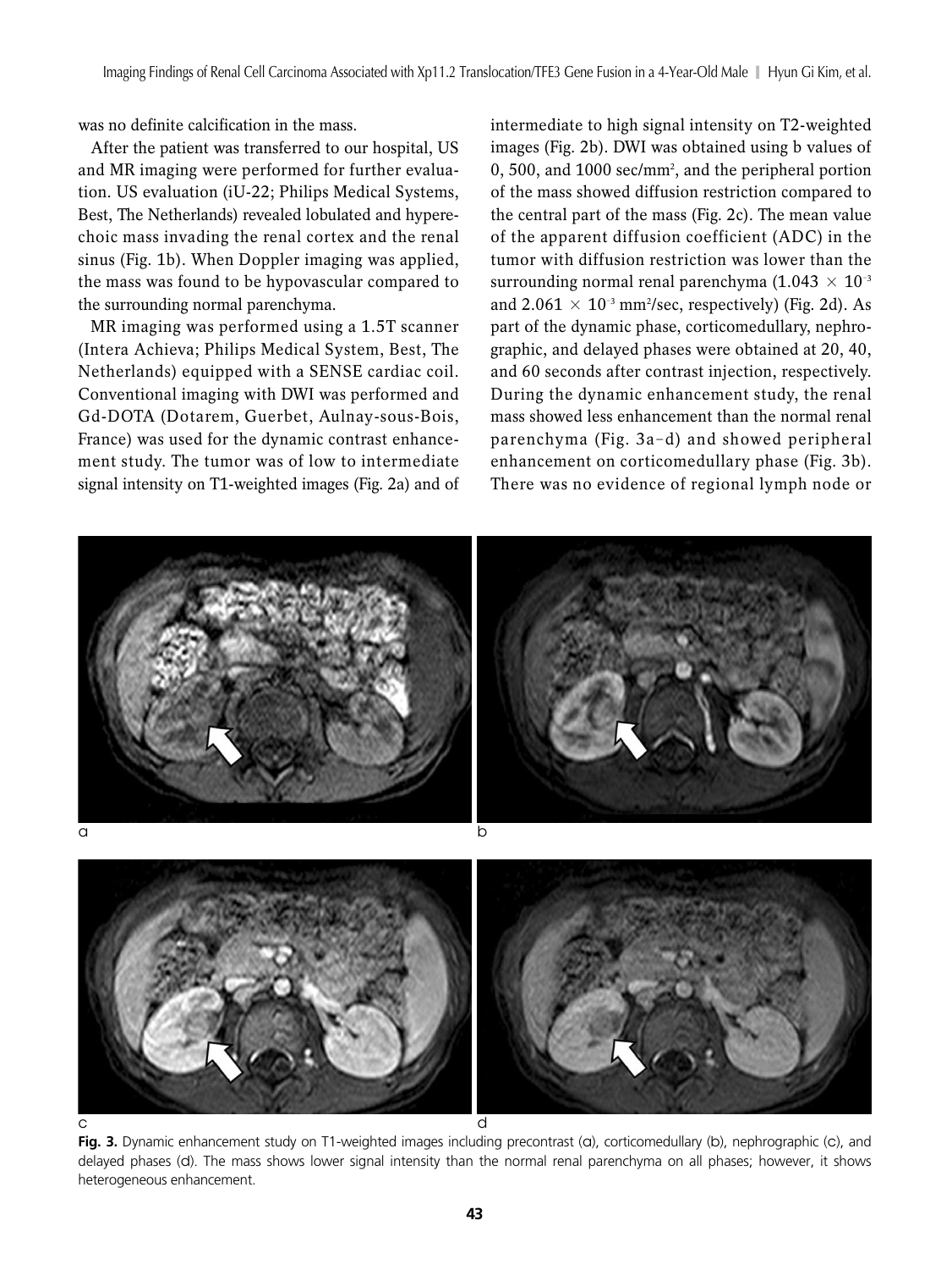was no definite calcification in the mass.

After the patient was transferred to our hospital, US and MR imaging were performed for further evaluation. US evaluation (iU-22; Philips Medical Systems, Best, The Netherlands) revealed lobulated and hyperechoic mass invading the renal cortex and the renal sinus (Fig. 1b). When Doppler imaging was applied, the mass was found to be hypovascular compared to the surrounding normal parenchyma.

MR imaging was performed using a 1.5T scanner (Intera Achieva; Philips Medical System, Best, The Netherlands) equipped with a SENSE cardiac coil. Conventional imaging with DWI was performed and Gd-DOTA (Dotarem, Guerbet, Aulnay-sous-Bois, France) was used for the dynamic contrast enhancement study. The tumor was of low to intermediate signal intensity on T1-weighted images (Fig. 2a) and of intermediate to high signal intensity on T2-weighted images (Fig. 2b). DWI was obtained using b values of 0, 500, and 1000 sec/mm$^2$, and the peripheral portion of the mass showed diffusion restriction compared to the central part of the mass (Fig. 2c). The mean value of the apparent diffusion coefficient (ADC) in the tumor with diffusion restriction was lower than the surrounding normal renal parenchyma ($1.043 \times 10^{-3}$ and $2.061 \times 10^{-3}$ mm$^2$/sec, respectively) (Fig. 2d). As part of the dynamic phase, corticomedullary, nephrographic, and delayed phases were obtained at 20, 40, and 60 seconds after contrast injection, respectively. During the dynamic enhancement study, the renal mass showed less enhancement than the normal renal parenchyma (Fig. 3a–d) and showed peripheral enhancement on corticomedullary phase (Fig. 3b). There was no evidence of regional lymph node or

**Fig. 3.** Dynamic enhancement study on T1-weighted images including precontrast (a), corticomedullary (b), nephrographic (c), and delayed phases (d). The mass shows lower signal intensity than the normal renal parenchyma on all phases; however, it shows heterogeneous enhancement.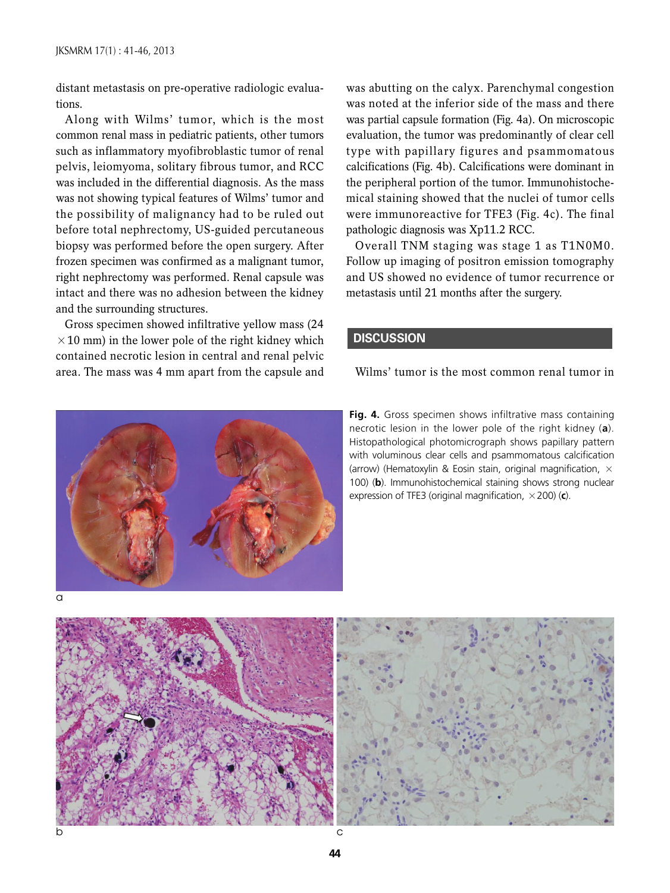distant metastasis on pre-operative radiologic evaluations.

Along with Wilms' tumor, which is the most common renal mass in pediatric patients, other tumors such as inflammatory myofibroblastic tumor of renal pelvis, leiomyoma, solitary fibrous tumor, and RCC was included in the differential diagnosis. As the mass was not showing typical features of Wilms' tumor and the possibility of malignancy had to be ruled out before total nephrectomy, US-guided percutaneous biopsy was performed before the open surgery. After frozen specimen was confirmed as a malignant tumor, right nephrectomy was performed. Renal capsule was intact and there was no adhesion between the kidney and the surrounding structures.

Gross specimen showed infiltrative yellow mass (24 × 10 mm) in the lower pole of the right kidney which contained necrotic lesion in central and renal pelvic area. The mass was 4 mm apart from the capsule and was abutting on the calyx. Parenchymal congestion was noted at the inferior side of the mass and there was partial capsule formation (Fig. 4a). On microscopic evaluation, the tumor was predominantly of clear cell type with papillary figures and psammomatous calcifications (Fig. 4b). Calcifications were dominant in the peripheral portion of the tumor. Immunohistochemical staining showed that the nuclei of tumor cells were immunoreactive for TFE3 (Fig. 4c). The final pathologic diagnosis was Xp11.2 RCC.

Overall TNM staging was stage 1 as T1N0M0. Follow up imaging of positron emission tomography and US showed no evidence of tumor recurrence or metastasis until 21 months after the surgery.

## DISCUSSION

Wilms' tumor is the most common renal tumor in

**Fig. 4.** Gross specimen shows infiltrative mass containing necrotic lesion in the lower pole of the right kidney (**a**). Histopathological photomicrograph shows papillary pattern with voluminous clear cells and psammomatous calcification (arrow) (Hematoxylin & Eosin stain, original magnification, × 100) (**b**). Immunohistochemical staining shows strong nuclear expression of TFE3 (original magnification, ×200) (**c**).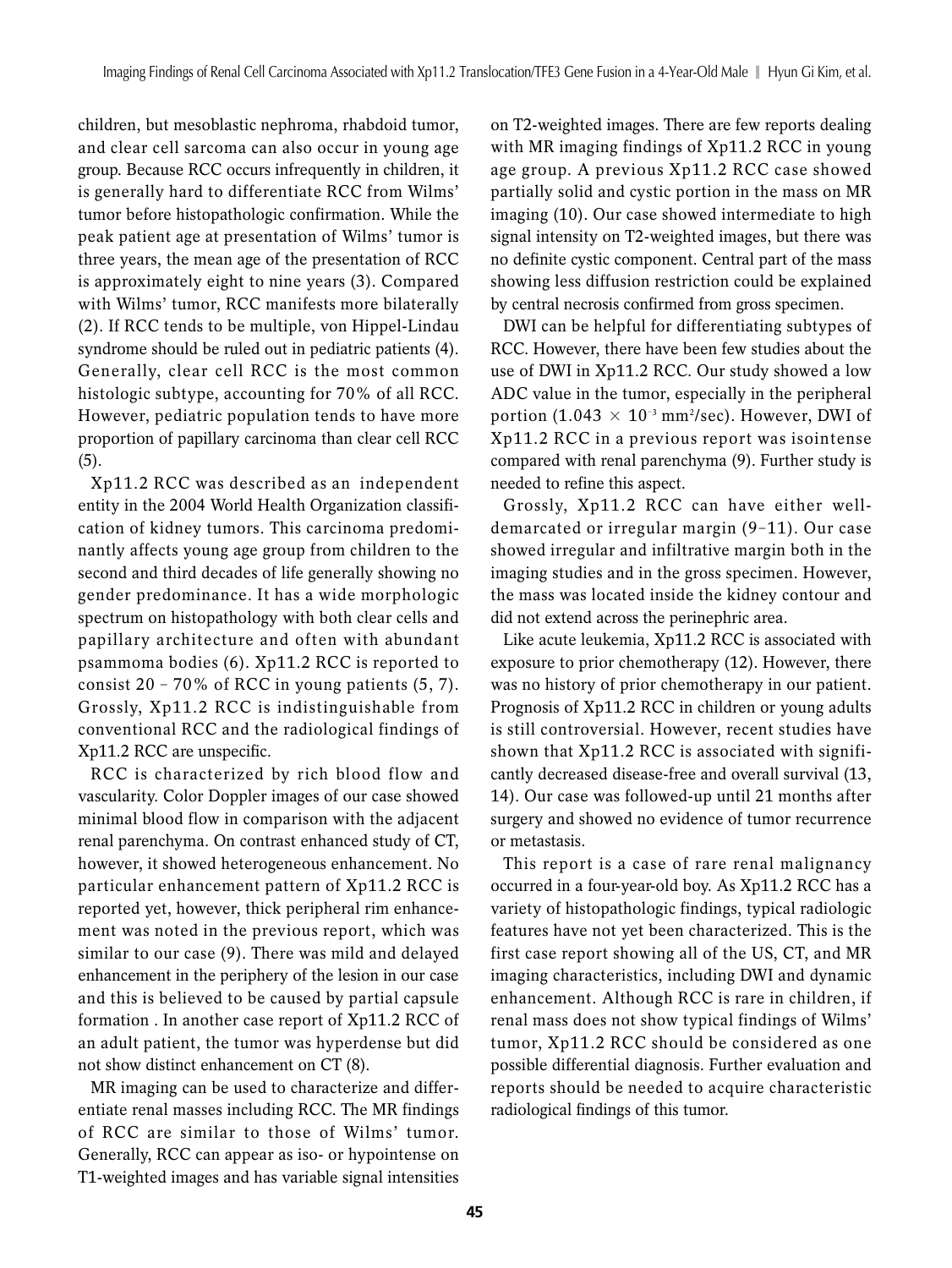children, but mesoblastic nephroma, rhabdoid tumor, and clear cell sarcoma can also occur in young age group. Because RCC occurs infrequently in children, it is generally hard to differentiate RCC from Wilms' tumor before histopathologic confirmation. While the peak patient age at presentation of Wilms' tumor is three years, the mean age of the presentation of RCC is approximately eight to nine years (3). Compared with Wilms' tumor, RCC manifests more bilaterally (2). If RCC tends to be multiple, von Hippel-Lindau syndrome should be ruled out in pediatric patients (4). Generally, clear cell RCC is the most common histologic subtype, accounting for 70% of all RCC. However, pediatric population tends to have more proportion of papillary carcinoma than clear cell RCC (5).

Xp11.2 RCC was described as an independent entity in the 2004 World Health Organization classification of kidney tumors. This carcinoma predominantly affects young age group from children to the second and third decades of life generally showing no gender predominance. It has a wide morphologic spectrum on histopathology with both clear cells and papillary architecture and often with abundant psammoma bodies (6). Xp11.2 RCC is reported to consist 20 – 70% of RCC in young patients (5, 7). Grossly, Xp11.2 RCC is indistinguishable from conventional RCC and the radiological findings of Xp11.2 RCC are unspecific.

RCC is characterized by rich blood flow and vascularity. Color Doppler images of our case showed minimal blood flow in comparison with the adjacent renal parenchyma. On contrast enhanced study of CT, however, it showed heterogeneous enhancement. No particular enhancement pattern of Xp11.2 RCC is reported yet, however, thick peripheral rim enhancement was noted in the previous report, which was similar to our case (9). There was mild and delayed enhancement in the periphery of the lesion in our case and this is believed to be caused by partial capsule formation . In another case report of Xp11.2 RCC of an adult patient, the tumor was hyperdense but did not show distinct enhancement on CT (8).

MR imaging can be used to characterize and differentiate renal masses including RCC. The MR findings of RCC are similar to those of Wilms' tumor. Generally, RCC can appear as iso- or hypointense on T1-weighted images and has variable signal intensities on T2-weighted images. There are few reports dealing with MR imaging findings of Xp11.2 RCC in young age group. A previous Xp11.2 RCC case showed partially solid and cystic portion in the mass on MR imaging (10). Our case showed intermediate to high signal intensity on T2-weighted images, but there was no definite cystic component. Central part of the mass showing less diffusion restriction could be explained by central necrosis confirmed from gross specimen.

DWI can be helpful for differentiating subtypes of RCC. However, there have been few studies about the use of DWI in Xp11.2 RCC. Our study showed a low ADC value in the tumor, especially in the peripheral portion ($1.043 \times 10^{-3}$ mm$^2$/sec). However, DWI of Xp11.2 RCC in a previous report was isointense compared with renal parenchyma (9). Further study is needed to refine this aspect.

Grossly, Xp11.2 RCC can have either well-demarcated or irregular margin (9–11). Our case showed irregular and infiltrative margin both in the imaging studies and in the gross specimen. However, the mass was located inside the kidney contour and did not extend across the perinephric area.

Like acute leukemia, Xp11.2 RCC is associated with exposure to prior chemotherapy (12). However, there was no history of prior chemotherapy in our patient. Prognosis of Xp11.2 RCC in children or young adults is still controversial. However, recent studies have shown that Xp11.2 RCC is associated with significantly decreased disease-free and overall survival (13, 14). Our case was followed-up until 21 months after surgery and showed no evidence of tumor recurrence or metastasis.

This report is a case of rare renal malignancy occurred in a four-year-old boy. As Xp11.2 RCC has a variety of histopathologic findings, typical radiologic features have not yet been characterized. This is the first case report showing all of the US, CT, and MR imaging characteristics, including DWI and dynamic enhancement. Although RCC is rare in children, if renal mass does not show typical findings of Wilms' tumor, Xp11.2 RCC should be considered as one possible differential diagnosis. Further evaluation and reports should be needed to acquire characteristic radiological findings of this tumor.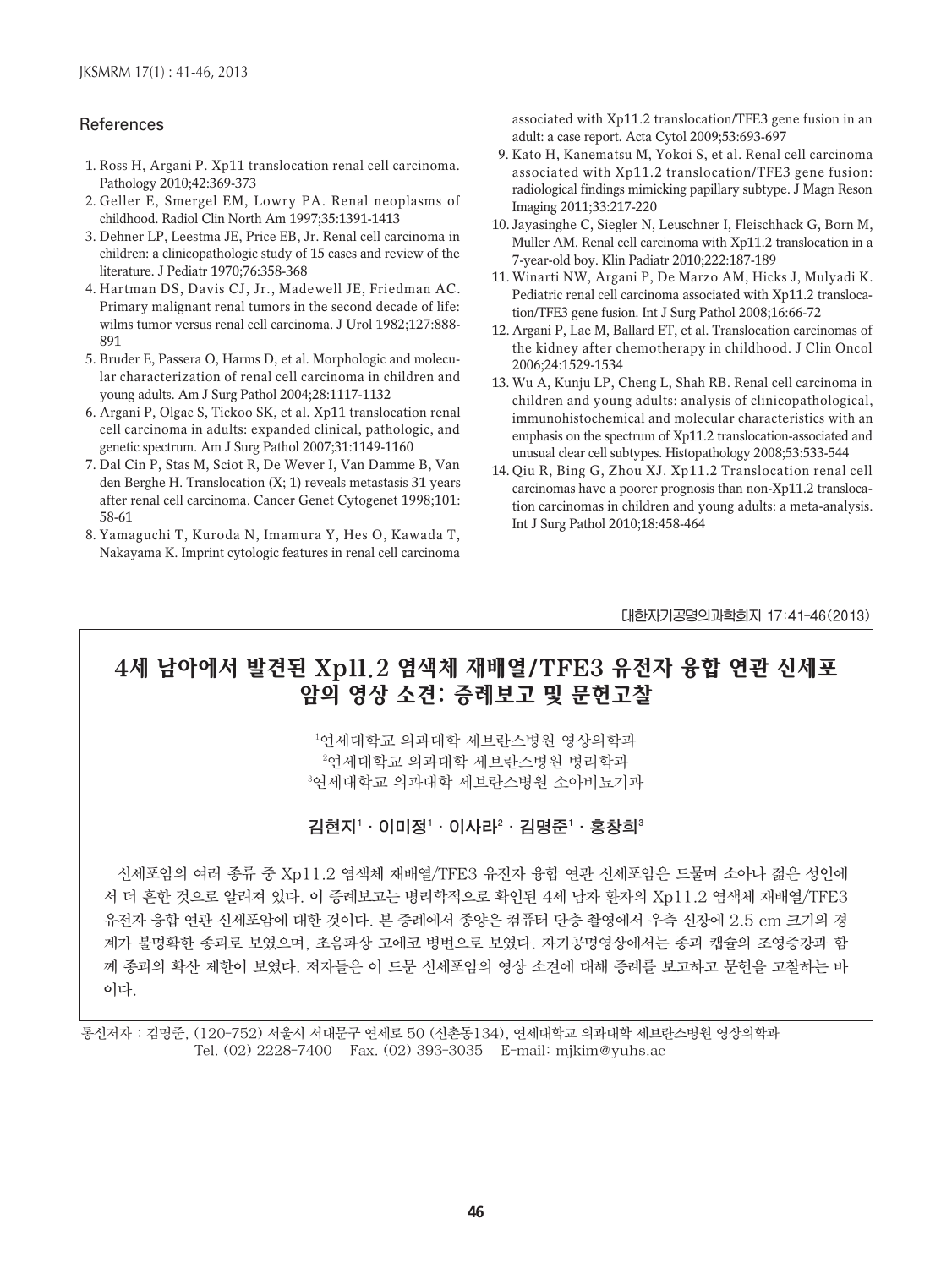## References

1. Ross H, Argani P. Xp11 translocation renal cell carcinoma. Pathology 2010;42:369-373
2. Geller E, Smergel EM, Lowry PA. Renal neoplasms of childhood. Radiol Clin North Am 1997;35:1391-1413
3. Dehner LP, Leestma JE, Price EB, Jr. Renal cell carcinoma in children: a clinicopathologic study of 15 cases and review of the literature. J Pediatr 1970;76:358-368
4. Hartman DS, Davis CJ, Jr., Madewell JE, Friedman AC. Primary malignant renal tumors in the second decade of life: wilms tumor versus renal cell carcinoma. J Urol 1982;127:888-891
5. Bruder E, Passera O, Harms D, et al. Morphologic and molecular characterization of renal cell carcinoma in children and young adults. Am J Surg Pathol 2004;28:1117-1132
6. Argani P, Olgac S, Tickoo SK, et al. Xp11 translocation renal cell carcinoma in adults: expanded clinical, pathologic, and genetic spectrum. Am J Surg Pathol 2007;31:1149-1160
7. Dal Cin P, Stas M, Sciot R, De Wever I, Van Damme B, Van den Berghe H. Translocation (X; 1) reveals metastasis 31 years after renal cell carcinoma. Cancer Genet Cytogenet 1998;101:58-61
8. Yamaguchi T, Kuroda N, Imamura Y, Hes O, Kawada T, Nakayama K. Imprint cytologic features in renal cell carcinoma associated with Xp11.2 translocation/TFE3 gene fusion in an adult: a case report. Acta Cytol 2009;53:693-697
9. Kato H, Kanematsu M, Yokoi S, et al. Renal cell carcinoma associated with Xp11.2 translocation/TFE3 gene fusion: radiological findings mimicking papillary subtype. J Magn Reson Imaging 2011;33:217-220
10. Jayasinghe C, Siegler N, Leuschner I, Fleischhack G, Born M, Muller AM. Renal cell carcinoma with Xp11.2 translocation in a 7-year-old boy. Klin Padiatr 2010;222:187-189
11. Winarti NW, Argani P, De Marzo AM, Hicks J, Mulyadi K. Pediatric renal cell carcinoma associated with Xp11.2 translocation/TFE3 gene fusion. Int J Surg Pathol 2008;16:66-72
12. Argani P, Lae M, Ballard ET, et al. Translocation carcinomas of the kidney after chemotherapy in childhood. J Clin Oncol 2006;24:1529-1534
13. Wu A, Kunju LP, Cheng L, Shah RB. Renal cell carcinoma in children and young adults: analysis of clinicopathological, immunohistochemical and molecular characteristics with an emphasis on the spectrum of Xp11.2 translocation-associated and unusual clear cell subtypes. Histopathology 2008;53:533-544
14. Qiu R, Bing G, Zhou XJ. Xp11.2 Translocation renal cell carcinomas have a poorer prognosis than non-Xp11.2 translocation carcinomas in children and young adults: a meta-analysis. Int J Surg Pathol 2010;18:458-464

# 4세 남아에서 발견된 Xp11.2 염색체 재배열/TFE3 유전자 융합 연관 신세포암의 영상 소견: 증례보고 및 문헌고찰

[1]연세대학교 의과대학 세브란스병원 영상의학과
[2]연세대학교 의과대학 세브란스병원 병리학과
[3]연세대학교 의과대학 세브란스병원 소아비뇨기과

**김현지[1] · 이미정[1] · 이사라[2] · 김명준[1] · 홍창희[3]**

신세포암의 여러 종류 중 Xp11.2 염색체 재배열/TFE3 유전자 융합 연관 신세포암은 드물며 소아나 젊은 성인에서 더 흔한 것으로 알려져 있다. 이 증례보고는 병리학적으로 확인된 4세 남자 환자의 Xp11.2 염색체 재배열/TFE3 유전자 융합 연관 신세포암에 대한 것이다. 본 증례에서 종양은 컴퓨터 단층 촬영에서 우측 신장에 2.5 cm 크기의 경계가 불명확한 종괴로 보였으며, 초음파상 고에코 병변으로 보였다. 자기공명영상에서는 종괴 캡슐의 조영증강과 함께 종괴의 확산 제한이 보였다. 저자들은 이 드문 신세포암의 영상 소견에 대해 증례를 보고하고 문헌을 고찰하는 바이다.

통신저자 : 김명준, (120-752) 서울시 서대문구 연세로 50 (신촌동134), 연세대학교 의과대학 세브란스병원 영상의학과
Tel. (02) 2228-7400 Fax. (02) 393-3035 E-mail: mjkim@yuhs.ac